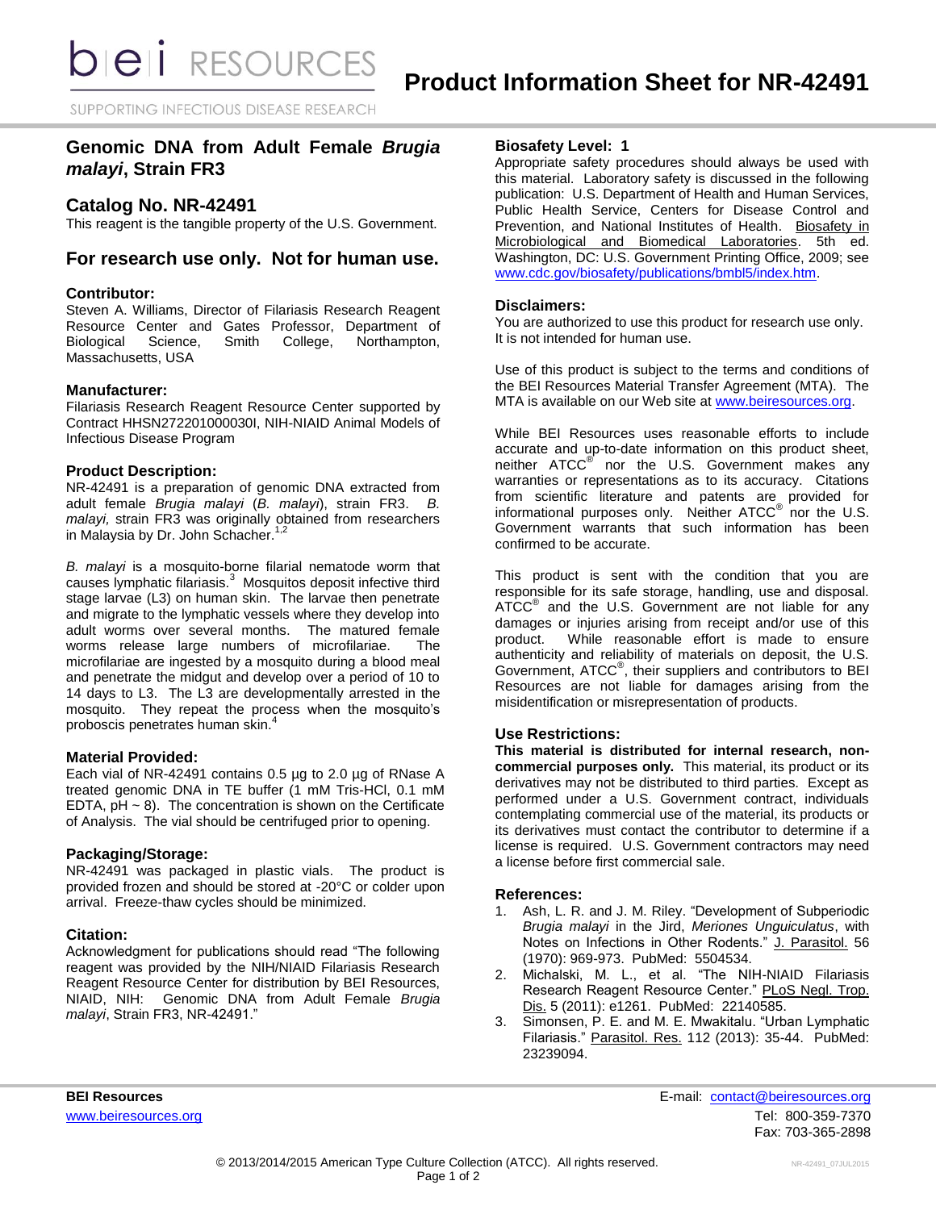# Product Information Sheet for NR-42491

SUPPORTING INFECTIOUS DISEASE RESEARCH

## Genomic DNA from Adult Female *Brugia malayi*, Strain FR3

## Catalog No. NR-42491

This reagent is the tangible property of the U.S. Government.

## For research use only. Not for human use.

### Contributor:

Steven A. Williams, Director of Filariasis Research Reagent Resource Center and Gates Professor, Department of Biological Science, Smith College, Northampton, Massachusetts, USA

### Manufacturer:

Filariasis Research Reagent Resource Center supported by Contract HHSN272201000030I, NIH-NIAID Animal Models of Infectious Disease Program

### Product Description:

NR-42491 is a preparation of genomic DNA extracted from adult female *Brugia malayi* (*B. malayi*), strain FR3. *B. malayi,* strain FR3 was originally obtained from researchers in Malaysia by Dr. John Schacher.[1,2]

*B. malayi* is a mosquito-borne filarial nematode worm that causes lymphatic filariasis.[3] Mosquitos deposit infective third stage larvae (L3) on human skin. The larvae then penetrate and migrate to the lymphatic vessels where they develop into adult worms over several months. The matured female worms release large numbers of microfilariae. The microfilariae are ingested by a mosquito during a blood meal and penetrate the midgut and develop over a period of 10 to 14 days to L3. The L3 are developmentally arrested in the mosquito. They repeat the process when the mosquito's proboscis penetrates human skin.[4]

### Material Provided:

Each vial of NR-42491 contains 0.5 µg to 2.0 µg of RNase A treated genomic DNA in TE buffer (1 mM Tris-HCl, 0.1 mM EDTA, pH ~ 8). The concentration is shown on the Certificate of Analysis. The vial should be centrifuged prior to opening.

### Packaging/Storage:

NR-42491 was packaged in plastic vials. The product is provided frozen and should be stored at -20°C or colder upon arrival. Freeze-thaw cycles should be minimized.

### Citation:

Acknowledgment for publications should read "The following reagent was provided by the NIH/NIAID Filariasis Research Reagent Resource Center for distribution by BEI Resources, NIAID, NIH: Genomic DNA from Adult Female *Brugia malayi*, Strain FR3, NR-42491."

### Biosafety Level: 1

Appropriate safety procedures should always be used with this material. Laboratory safety is discussed in the following publication: U.S. Department of Health and Human Services, Public Health Service, Centers for Disease Control and Prevention, and National Institutes of Health. Biosafety in Microbiological and Biomedical Laboratories. 5th ed. Washington, DC: U.S. Government Printing Office, 2009; see www.cdc.gov/biosafety/publications/bmbl5/index.htm.

### Disclaimers:

You are authorized to use this product for research use only. It is not intended for human use.

Use of this product is subject to the terms and conditions of the BEI Resources Material Transfer Agreement (MTA). The MTA is available on our Web site at www.beiresources.org.

While BEI Resources uses reasonable efforts to include accurate and up-to-date information on this product sheet, neither ATCC® nor the U.S. Government makes any warranties or representations as to its accuracy. Citations from scientific literature and patents are provided for informational purposes only. Neither ATCC® nor the U.S. Government warrants that such information has been confirmed to be accurate.

This product is sent with the condition that you are responsible for its safe storage, handling, use and disposal. ATCC® and the U.S. Government are not liable for any damages or injuries arising from receipt and/or use of this product. While reasonable effort is made to ensure authenticity and reliability of materials on deposit, the U.S. Government, ATCC®, their suppliers and contributors to BEI Resources are not liable for damages arising from the misidentification or misrepresentation of products.

### Use Restrictions:

**This material is distributed for internal research, non-commercial purposes only.** This material, its product or its derivatives may not be distributed to third parties. Except as performed under a U.S. Government contract, individuals contemplating commercial use of the material, its products or its derivatives must contact the contributor to determine if a license is required. U.S. Government contractors may need a license before first commercial sale.

### References:

1. Ash, L. R. and J. M. Riley. "Development of Subperiodic *Brugia malayi* in the Jird, *Meriones Unguiculatus*, with Notes on Infections in Other Rodents." J. Parasitol. 56 (1970): 969-973. PubMed: 5504534.
2. Michalski, M. L., et al. "The NIH-NIAID Filariasis Research Reagent Resource Center." PLoS Negl. Trop. Dis. 5 (2011): e1261. PubMed: 22140585.
3. Simonsen, P. E. and M. E. Mwakitalu. "Urban Lymphatic Filariasis." Parasitol. Res. 112 (2013): 35-44. PubMed: 23239094.

**BEI Resources**
www.beiresources.org

E-mail: contact@beiresources.org
Tel: 800-359-7370
Fax: 703-365-2898

© 2013/2014/2015 American Type Culture Collection (ATCC). All rights reserved.

NR-42491_07JUL2015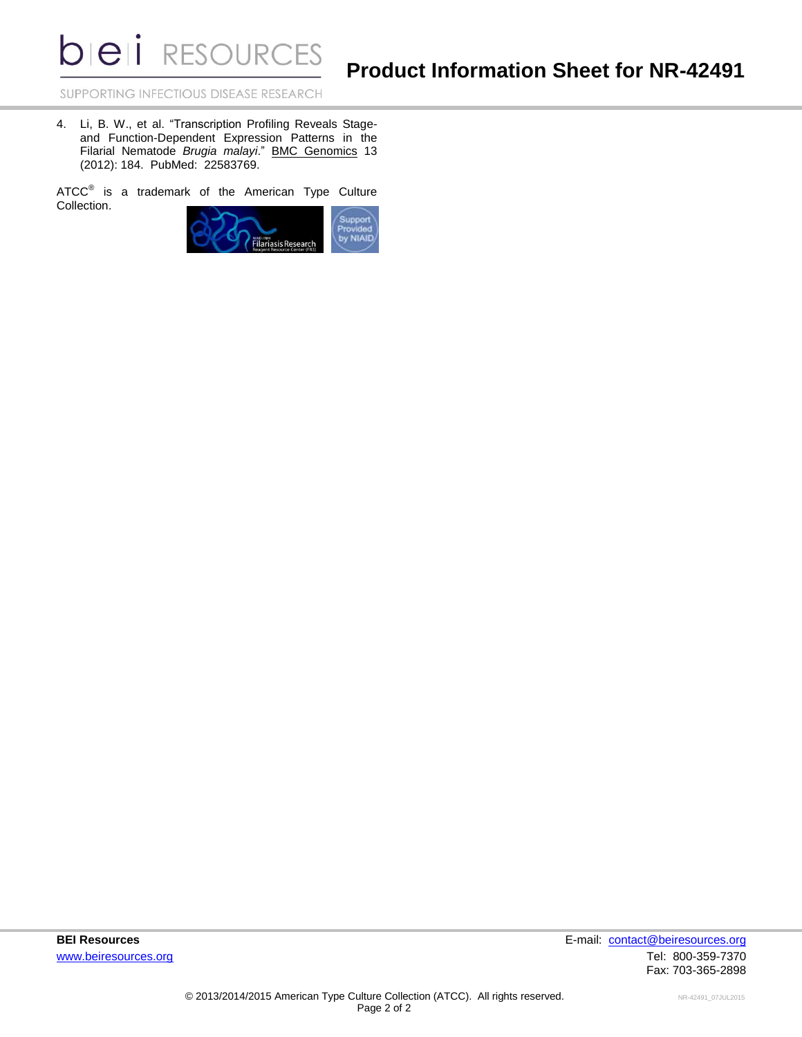4. Li, B. W., et al. "Transcription Profiling Reveals Stage- and Function-Dependent Expression Patterns in the Filarial Nematode *Brugia malayi*." BMC Genomics 13 (2012): 184. PubMed: 22583769.

ATCC® is a trademark of the American Type Culture Collection.

**BEI Resources**
www.beiresources.org

E-mail: contact@beiresources.org
Tel: 800-359-7370
Fax: 703-365-2898

© 2013/2014/2015 American Type Culture Collection (ATCC). All rights reserved.

NR-42491_07JUL2015